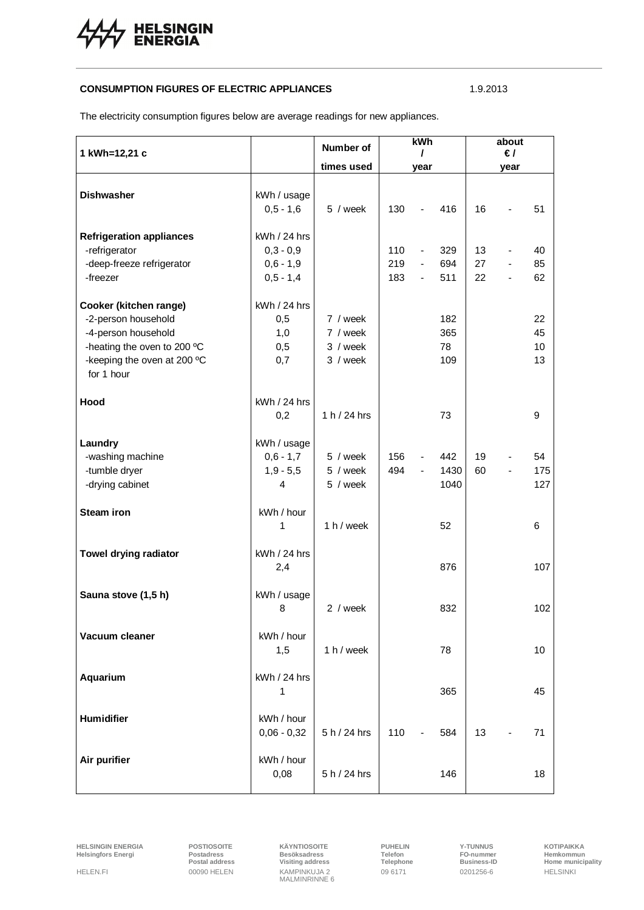**CONSUMPTION FIGURES OF ELECTRIC APPLIANCES** 1.9.2013

The electricity consumption figures below are average readings for new appliances.

| 1 kWh=12,21 c | | Number of times used | kWh / year | about € / year |
|---|---|---|---|---|
| **Dishwasher** | kWh / usage | | | |
| | 0,5 - 1,6 | 5 / week | 130 - 416 | 16 - 51 |
| **Refrigeration appliances** | kWh / 24 hrs | | | |
| -refrigerator | 0,3 - 0,9 | | 110 - 329 | 13 - 40 |
| -deep-freeze refrigerator | 0,6 - 1,9 | | 219 - 694 | 27 - 85 |
| -freezer | 0,5 - 1,4 | | 183 - 511 | 22 - 62 |
| **Cooker (kitchen range)** | kWh / 24 hrs | | | |
| -2-person household | 0,5 | 7 / week | 182 | 22 |
| -4-person household | 1,0 | 7 / week | 365 | 45 |
| -heating the oven to 200 ºC | 0,5 | 3 / week | 78 | 10 |
| -keeping the oven at 200 ºC for 1 hour | 0,7 | 3 / week | 109 | 13 |
| **Hood** | kWh / 24 hrs | | | |
| | 0,2 | 1 h / 24 hrs | 73 | 9 |
| **Laundry** | kWh / usage | | | |
| -washing machine | 0,6 - 1,7 | 5 / week | 156 - 442 | 19 - 54 |
| -tumble dryer | 1,9 - 5,5 | 5 / week | 494 - 1430 | 60 - 175 |
| -drying cabinet | 4 | 5 / week | 1040 | 127 |
| **Steam iron** | kWh / hour | | | |
| | 1 | 1 h / week | 52 | 6 |
| **Towel drying radiator** | kWh / 24 hrs | | | |
| | 2,4 | | 876 | 107 |
| **Sauna stove (1,5 h)** | kWh / usage | | | |
| | 8 | 2 / week | 832 | 102 |
| **Vacuum cleaner** | kWh / hour | | | |
| | 1,5 | 1 h / week | 78 | 10 |
| **Aquarium** | kWh / 24 hrs | | | |
| | 1 | | 365 | 45 |
| **Humidifier** | kWh / hour | | | |
| | 0,06 - 0,32 | 5 h / 24 hrs | 110 - 584 | 13 - 71 |
| **Air purifier** | kWh / hour | | | |
| | 0,08 | 5 h / 24 hrs | 146 | 18 |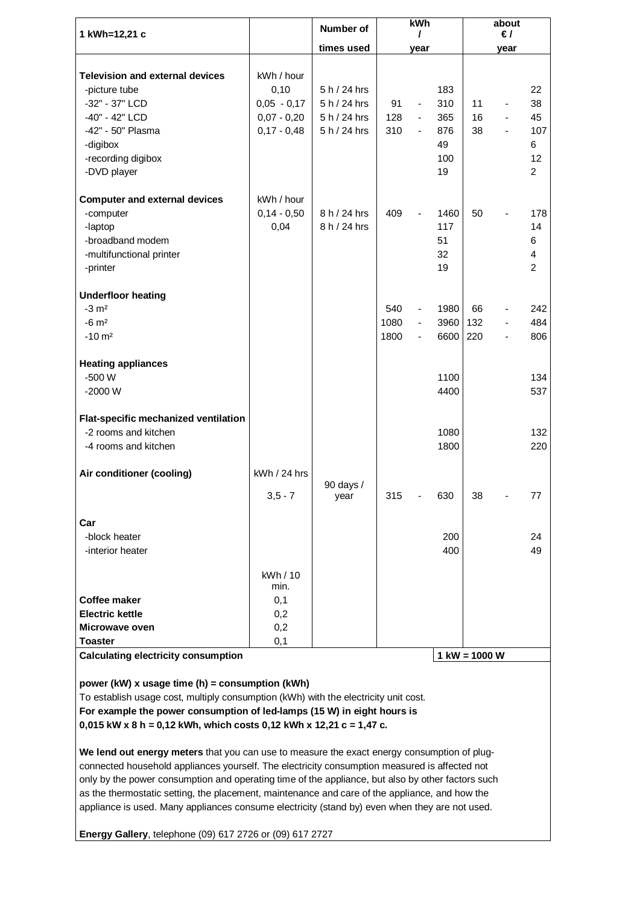| 1 kWh=12,21 c | | Number of times used | kWh / year | | | about € / year | | |
|---|---|---|---|---|---|---|---|---|
| **Television and external devices** | kWh / hour | | | | | | | |
| -picture tube | 0,10 | 5 h / 24 hrs | | | 183 | | | 22 |
| -32" - 37" LCD | 0,05 - 0,17 | 5 h / 24 hrs | 91 | - | 310 | 11 | - | 38 |
| -40" - 42" LCD | 0,07 - 0,20 | 5 h / 24 hrs | 128 | - | 365 | 16 | - | 45 |
| -42" - 50" Plasma | 0,17 - 0,48 | 5 h / 24 hrs | 310 | - | 876 | 38 | - | 107 |
| -digibox | | | | | 49 | | | 6 |
| -recording digibox | | | | | 100 | | | 12 |
| -DVD player | | | | | 19 | | | 2 |
| **Computer and external devices** | kWh / hour | | | | | | | |
| -computer | 0,14 - 0,50 | 8 h / 24 hrs | 409 | - | 1460 | 50 | - | 178 |
| -laptop | 0,04 | 8 h / 24 hrs | | | 117 | | | 14 |
| -broadband modem | | | | | 51 | | | 6 |
| -multifunctional printer | | | | | 32 | | | 4 |
| -printer | | | | | 19 | | | 2 |
| **Underfloor heating** | | | | | | | | |
| -3 m² | | | 540 | - | 1980 | 66 | - | 242 |
| -6 m² | | | 1080 | - | 3960 | 132 | - | 484 |
| -10 m² | | | 1800 | - | 6600 | 220 | - | 806 |
| **Heating appliances** | | | | | | | | |
| -500 W | | | | | 1100 | | | 134 |
| -2000 W | | | | | 4400 | | | 537 |
| **Flat-specific mechanized ventilation** | | | | | | | | |
| -2 rooms and kitchen | | | | | 1080 | | | 132 |
| -4 rooms and kitchen | | | | | 1800 | | | 220 |
| **Air conditioner (cooling)** | kWh / 24 hrs | | | | | | | |
| | 3,5 - 7 | 90 days / year | 315 | - | 630 | 38 | - | 77 |
| **Car** | | | | | | | | |
| -block heater | | | | | 200 | | | 24 |
| -interior heater | | | | | 400 | | | 49 |
| | kWh / 10 min. | | | | | | | |
| **Coffee maker** | 0,1 | | | | | | | |
| **Electric kettle** | 0,2 | | | | | | | |
| **Microwave oven** | 0,2 | | | | | | | |
| **Toaster** | 0,1 | | | | | | | |

**Calculating electricity consumption** **1 kW = 1000 W**

**power (kW) x usage time (h) = consumption (kWh)**
To establish usage cost, multiply consumption (kWh) with the electricity unit cost.
**For example the power consumption of led-lamps (15 W) in eight hours is**
**0,015 kW x 8 h = 0,12 kWh, which costs 0,12 kWh x 12,21 c = 1,47 c.**

**We lend out energy meters** that you can use to measure the exact energy consumption of plug-connected household appliances yourself. The electricity consumption measured is affected not only by the power consumption and operating time of the appliance, but also by other factors such as the thermostatic setting, the placement, maintenance and care of the appliance, and how the appliance is used. Many appliances consume electricity (stand by) even when they are not used.

**Energy Gallery**, telephone (09) 617 2726 or (09) 617 2727